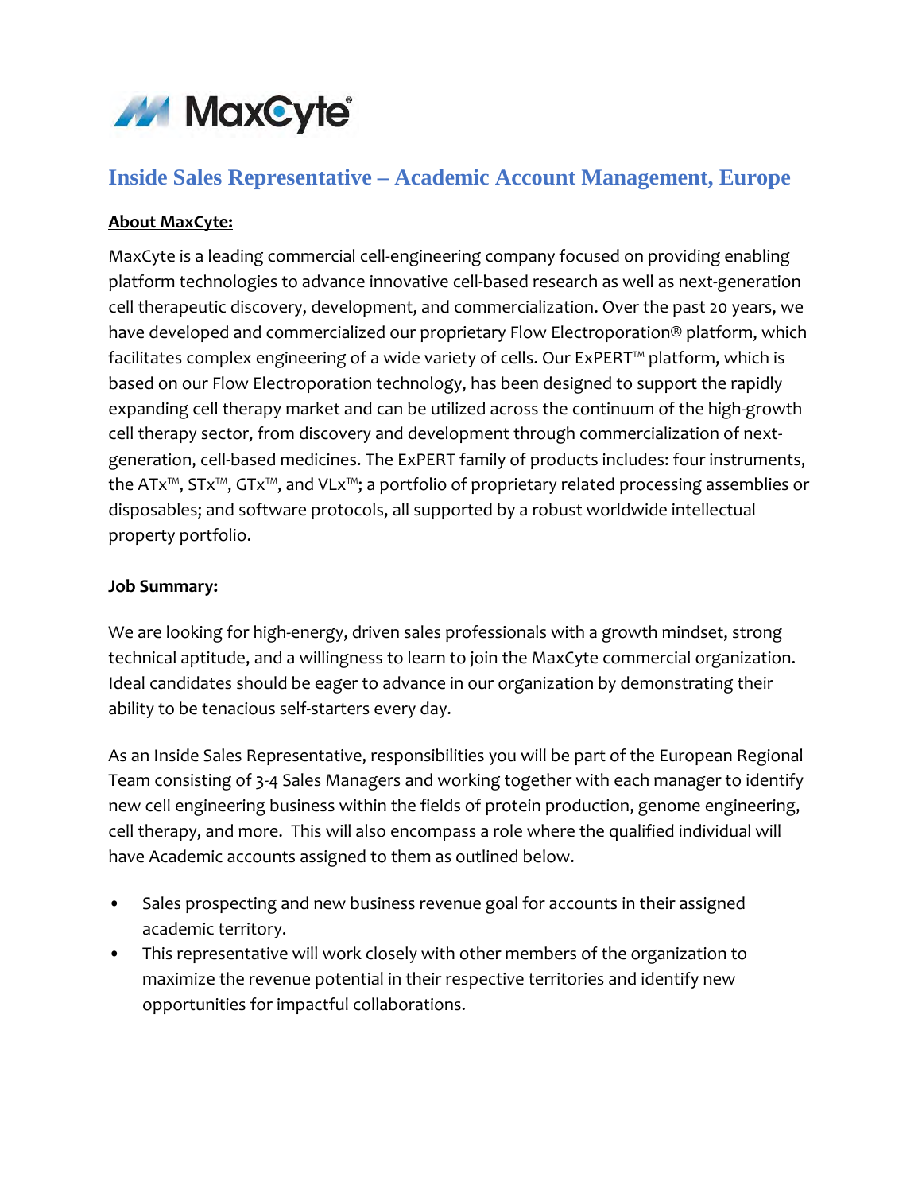MaxCyte®

# Inside Sales Representative – Academic Account Management, Europe

**About MaxCyte:**

MaxCyte is a leading commercial cell-engineering company focused on providing enabling platform technologies to advance innovative cell-based research as well as next-generation cell therapeutic discovery, development, and commercialization. Over the past 20 years, we have developed and commercialized our proprietary Flow Electroporation® platform, which facilitates complex engineering of a wide variety of cells. Our ExPERT™ platform, which is based on our Flow Electroporation technology, has been designed to support the rapidly expanding cell therapy market and can be utilized across the continuum of the high-growth cell therapy sector, from discovery and development through commercialization of next-generation, cell-based medicines. The ExPERT family of products includes: four instruments, the ATx™, STx™, GTx™, and VLx™; a portfolio of proprietary related processing assemblies or disposables; and software protocols, all supported by a robust worldwide intellectual property portfolio.

**Job Summary:**

We are looking for high-energy, driven sales professionals with a growth mindset, strong technical aptitude, and a willingness to learn to join the MaxCyte commercial organization. Ideal candidates should be eager to advance in our organization by demonstrating their ability to be tenacious self-starters every day.

As an Inside Sales Representative, responsibilities you will be part of the European Regional Team consisting of 3-4 Sales Managers and working together with each manager to identify new cell engineering business within the fields of protein production, genome engineering, cell therapy, and more. This will also encompass a role where the qualified individual will have Academic accounts assigned to them as outlined below.

- Sales prospecting and new business revenue goal for accounts in their assigned academic territory.
- This representative will work closely with other members of the organization to maximize the revenue potential in their respective territories and identify new opportunities for impactful collaborations.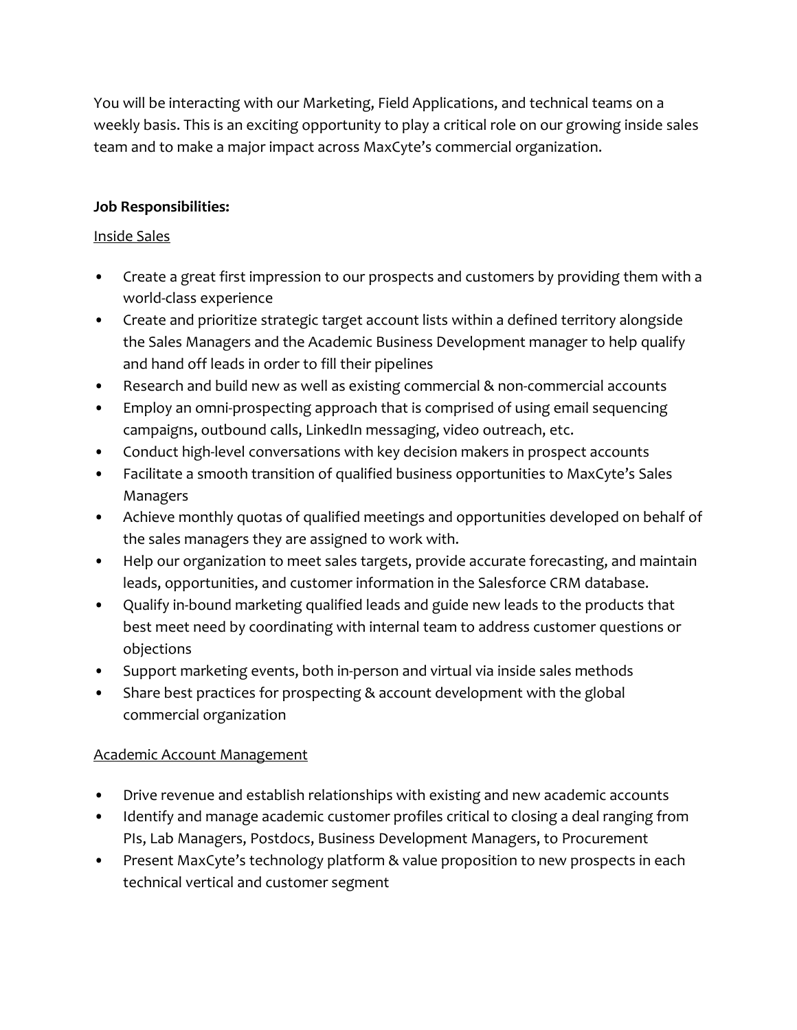You will be interacting with our Marketing, Field Applications, and technical teams on a weekly basis. This is an exciting opportunity to play a critical role on our growing inside sales team and to make a major impact across MaxCyte's commercial organization.

**Job Responsibilities:**

<u>Inside Sales</u>

- Create a great first impression to our prospects and customers by providing them with a world-class experience
- Create and prioritize strategic target account lists within a defined territory alongside the Sales Managers and the Academic Business Development manager to help qualify and hand off leads in order to fill their pipelines
- Research and build new as well as existing commercial & non-commercial accounts
- Employ an omni-prospecting approach that is comprised of using email sequencing campaigns, outbound calls, LinkedIn messaging, video outreach, etc.
- Conduct high-level conversations with key decision makers in prospect accounts
- Facilitate a smooth transition of qualified business opportunities to MaxCyte's Sales Managers
- Achieve monthly quotas of qualified meetings and opportunities developed on behalf of the sales managers they are assigned to work with.
- Help our organization to meet sales targets, provide accurate forecasting, and maintain leads, opportunities, and customer information in the Salesforce CRM database.
- Qualify in-bound marketing qualified leads and guide new leads to the products that best meet need by coordinating with internal team to address customer questions or objections
- Support marketing events, both in-person and virtual via inside sales methods
- Share best practices for prospecting & account development with the global commercial organization

<u>Academic Account Management</u>

- Drive revenue and establish relationships with existing and new academic accounts
- Identify and manage academic customer profiles critical to closing a deal ranging from PIs, Lab Managers, Postdocs, Business Development Managers, to Procurement
- Present MaxCyte's technology platform & value proposition to new prospects in each technical vertical and customer segment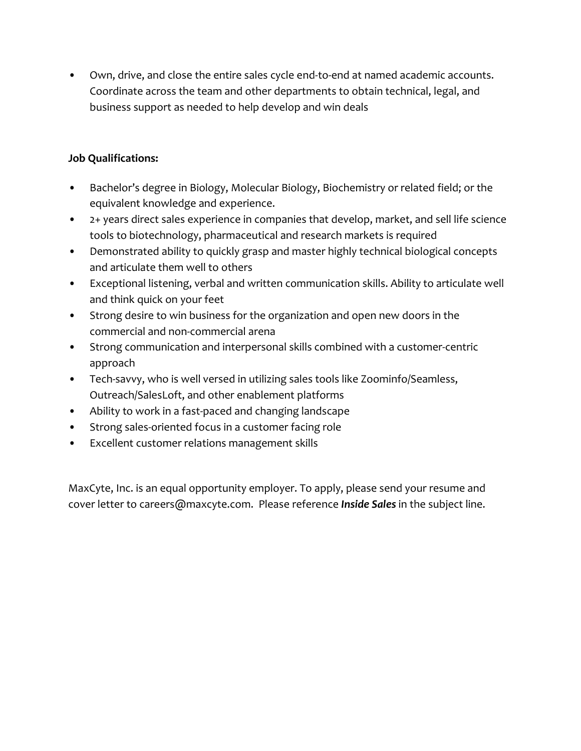- Own, drive, and close the entire sales cycle end-to-end at named academic accounts. Coordinate across the team and other departments to obtain technical, legal, and business support as needed to help develop and win deals

**Job Qualifications:**

- Bachelor's degree in Biology, Molecular Biology, Biochemistry or related field; or the equivalent knowledge and experience.
- 2+ years direct sales experience in companies that develop, market, and sell life science tools to biotechnology, pharmaceutical and research markets is required
- Demonstrated ability to quickly grasp and master highly technical biological concepts and articulate them well to others
- Exceptional listening, verbal and written communication skills. Ability to articulate well and think quick on your feet
- Strong desire to win business for the organization and open new doors in the commercial and non-commercial arena
- Strong communication and interpersonal skills combined with a customer-centric approach
- Tech-savvy, who is well versed in utilizing sales tools like Zoominfo/Seamless, Outreach/SalesLoft, and other enablement platforms
- Ability to work in a fast-paced and changing landscape
- Strong sales-oriented focus in a customer facing role
- Excellent customer relations management skills

MaxCyte, Inc. is an equal opportunity employer. To apply, please send your resume and cover letter to careers@maxcyte.com. Please reference ***Inside Sales*** in the subject line.